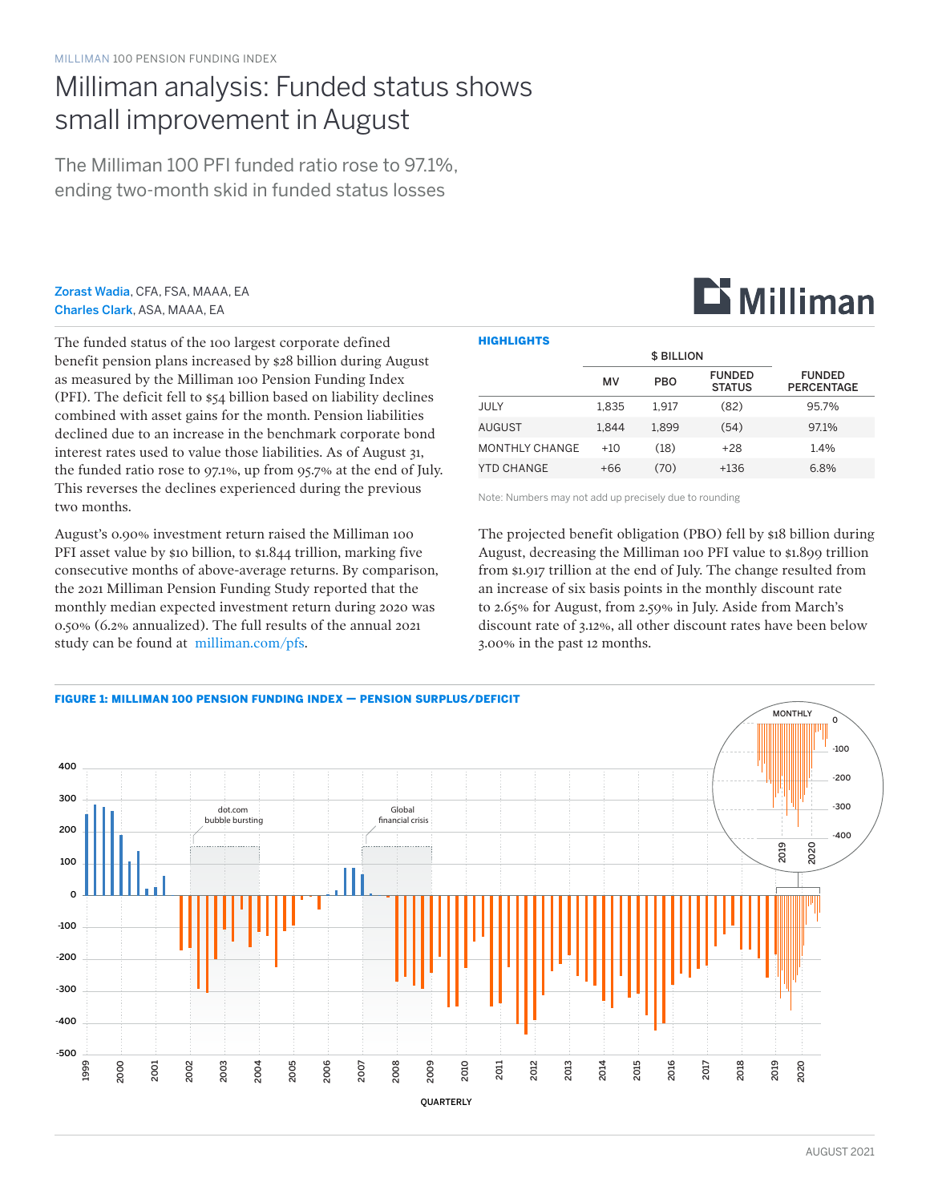MILLIMAN 100 PENSION FUNDING INDEX

# Milliman analysis: Funded status shows small improvement in August

## The Milliman 100 PFI funded ratio rose to 97.1%, ending two-month skid in funded status losses

**Zorast Wadia**, CFA, FSA, MAAA, EA
**Charles Clark**, ASA, MAAA, EA

The funded status of the 100 largest corporate defined benefit pension plans increased by $28 billion during August as measured by the Milliman 100 Pension Funding Index (PFI). The deficit fell to $54 billion based on liability declines combined with asset gains for the month. Pension liabilities declined due to an increase in the benchmark corporate bond interest rates used to value those liabilities. As of August 31, the funded ratio rose to 97.1%, up from 95.7% at the end of July. This reverses the declines experienced during the previous two months.

August's 0.90% investment return raised the Milliman 100 PFI asset value by $10 billion, to $1.844 trillion, marking five consecutive months of above-average returns. By comparison, the 2021 Milliman Pension Funding Study reported that the monthly median expected investment return during 2020 was 0.50% (6.2% annualized). The full results of the annual 2021 study can be found at milliman.com/pfs.

**HIGHLIGHTS**

| | $ BILLION | | | |
|---|---|---|---|---|
| | MV | PBO | FUNDED STATUS | FUNDED PERCENTAGE |
| JULY | 1,835 | 1,917 | (82) | 95.7% |
| AUGUST | 1,844 | 1,899 | (54) | 97.1% |
| MONTHLY CHANGE | +10 | (18) | +28 | 1.4% |
| YTD CHANGE | +66 | (70) | +136 | 6.8% |

Note: Numbers may not add up precisely due to rounding

The projected benefit obligation (PBO) fell by $18 billion during August, decreasing the Milliman 100 PFI value to $1.899 trillion from $1.917 trillion at the end of July. The change resulted from an increase of six basis points in the monthly discount rate to 2.65% for August, from 2.59% in July. Aside from March's discount rate of 3.12%, all other discount rates have been below 3.00% in the past 12 months.

**FIGURE 1: MILLIMAN 100 PENSION FUNDING INDEX — PENSION SURPLUS/DEFICIT**

MONTHLY
0
-100
-200
-300
-400
2019
2020

400
300
200
100
0
-100
-200
-300
-400
-500

dot.com bubble bursting
Global financial crisis

1999 2000 2001 2002 2003 2004 2005 2006 2007 2008 2009 2010 2011 2012 2013 2014 2015 2016 2017 2018 2019 2020

QUARTERLY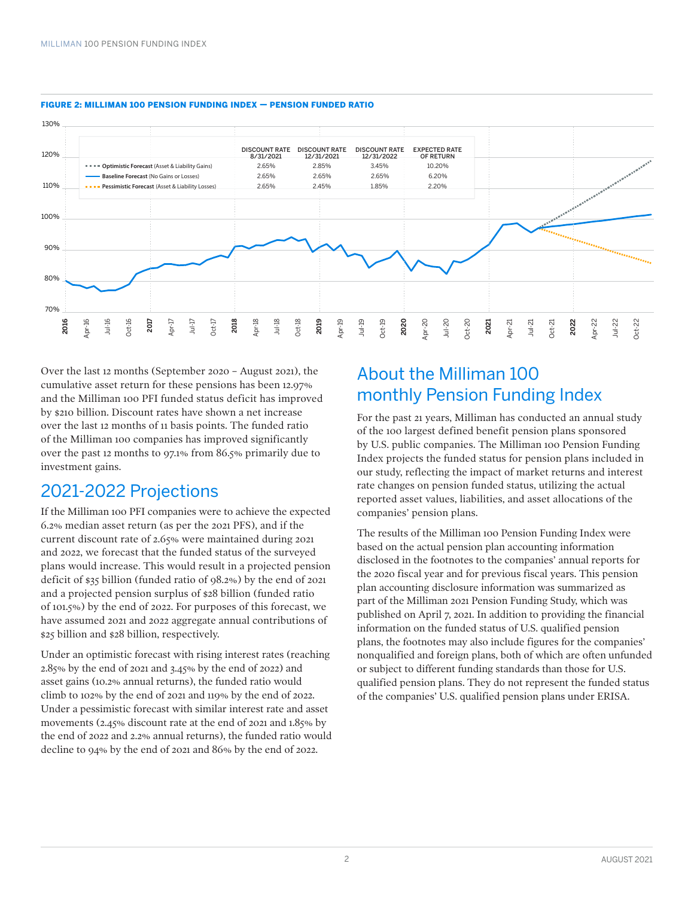FIGURE 2: MILLIMAN 100 PENSION FUNDING INDEX — PENSION FUNDED RATIO

130%
120%
110%
100%
90%
80%
70%

DISCOUNT RATE 8/31/2021 | DISCOUNT RATE 12/31/2021 | DISCOUNT RATE 12/31/2022 | EXPECTED RATE OF RETURN

Optimistic Forecast (Asset & Liability Gains) 2.65% 2.85% 3.45% 10.20%
Baseline Forecast (No Gains or Losses) 2.65% 2.65% 2.65% 6.20%
Pessimistic Forecast (Asset & Liability Losses) 2.65% 2.45% 1.85% 2.20%

2016 Apr-16 Jul-16 Oct-16 2017 Apr-17 Jul-17 Oct-17 2018 Apr-18 Jul-18 Oct-18 2019 Apr-19 Jul-19 Oct-19 2020 Apr-20 Jul-20 Oct-20 2021 Apr-21 Jul-21 Oct-21 2022 Apr-22 Jul-22 Oct-22

Over the last 12 months (September 2020 – August 2021), the cumulative asset return for these pensions has been 12.97% and the Milliman 100 PFI funded status deficit has improved by $210 billion. Discount rates have shown a net increase over the last 12 months of 11 basis points. The funded ratio of the Milliman 100 companies has improved significantly over the past 12 months to 97.1% from 86.5% primarily due to investment gains.

## 2021-2022 Projections

If the Milliman 100 PFI companies were to achieve the expected 6.2% median asset return (as per the 2021 PFS), and if the current discount rate of 2.65% were maintained during 2021 and 2022, we forecast that the funded status of the surveyed plans would increase. This would result in a projected pension deficit of $35 billion (funded ratio of 98.2%) by the end of 2021 and a projected pension surplus of $28 billion (funded ratio of 101.5%) by the end of 2022. For purposes of this forecast, we have assumed 2021 and 2022 aggregate annual contributions of $25 billion and $28 billion, respectively.

Under an optimistic forecast with rising interest rates (reaching 2.85% by the end of 2021 and 3.45% by the end of 2022) and asset gains (10.2% annual returns), the funded ratio would climb to 102% by the end of 2021 and 119% by the end of 2022. Under a pessimistic forecast with similar interest rate and asset movements (2.45% discount rate at the end of 2021 and 1.85% by the end of 2022 and 2.2% annual returns), the funded ratio would decline to 94% by the end of 2021 and 86% by the end of 2022.

## About the Milliman 100 monthly Pension Funding Index

For the past 21 years, Milliman has conducted an annual study of the 100 largest defined benefit pension plans sponsored by U.S. public companies. The Milliman 100 Pension Funding Index projects the funded status for pension plans included in our study, reflecting the impact of market returns and interest rate changes on pension funded status, utilizing the actual reported asset values, liabilities, and asset allocations of the companies' pension plans.

The results of the Milliman 100 Pension Funding Index were based on the actual pension plan accounting information disclosed in the footnotes to the companies' annual reports for the 2020 fiscal year and for previous fiscal years. This pension plan accounting disclosure information was summarized as part of the Milliman 2021 Pension Funding Study, which was published on April 7, 2021. In addition to providing the financial information on the funded status of U.S. qualified pension plans, the footnotes may also include figures for the companies' nonqualified and foreign plans, both of which are often unfunded or subject to different funding standards than those for U.S. qualified pension plans. They do not represent the funded status of the companies' U.S. qualified pension plans under ERISA.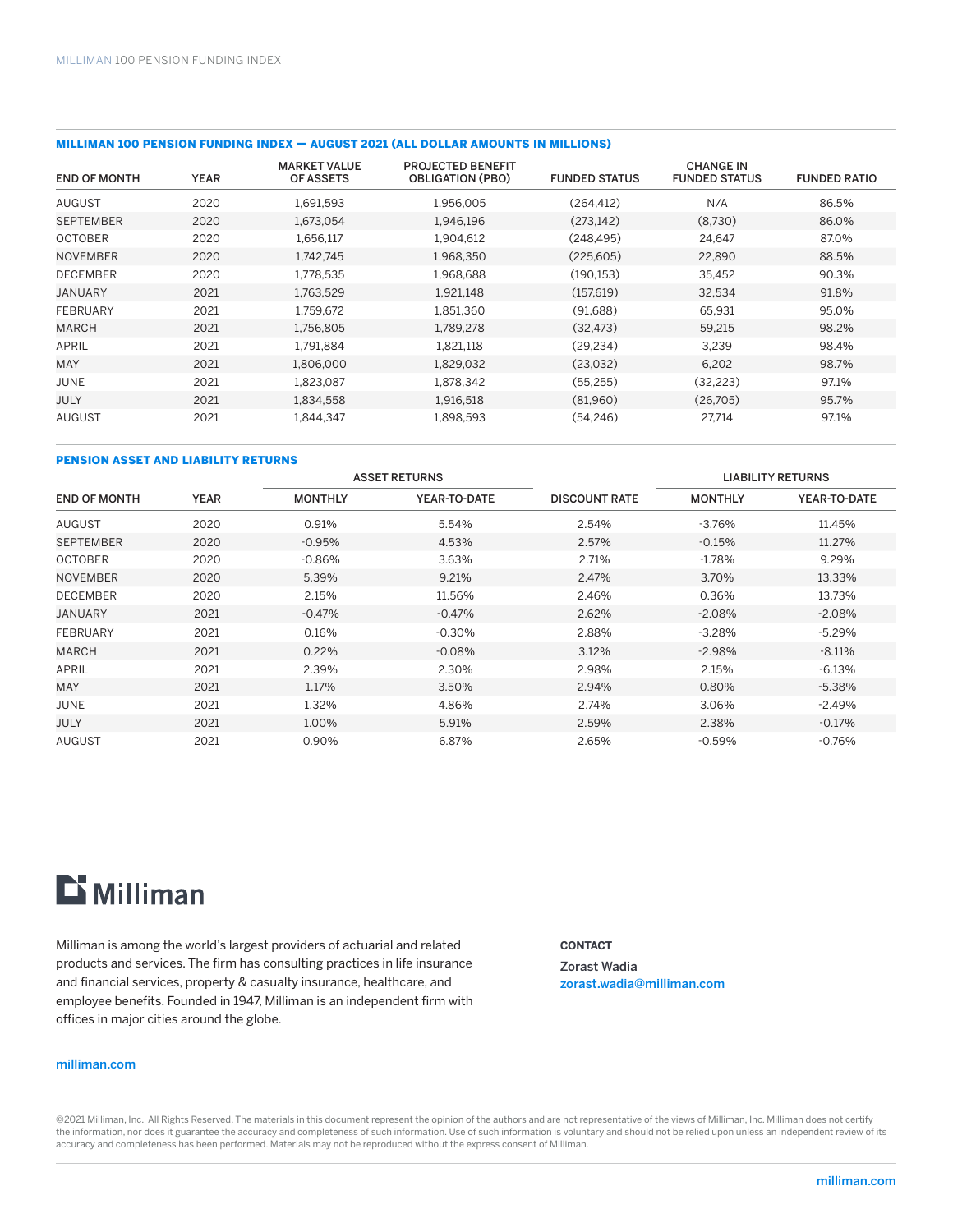### MILLIMAN 100 PENSION FUNDING INDEX — AUGUST 2021 (ALL DOLLAR AMOUNTS IN MILLIONS)

| END OF MONTH | YEAR | MARKET VALUE OF ASSETS | PROJECTED BENEFIT OBLIGATION (PBO) | FUNDED STATUS | CHANGE IN FUNDED STATUS | FUNDED RATIO |
|---|---|---|---|---|---|---|
| AUGUST | 2020 | 1,691,593 | 1,956,005 | (264,412) | N/A | 86.5% |
| SEPTEMBER | 2020 | 1,673,054 | 1,946,196 | (273,142) | (8,730) | 86.0% |
| OCTOBER | 2020 | 1,656,117 | 1,904,612 | (248,495) | 24,647 | 87.0% |
| NOVEMBER | 2020 | 1,742,745 | 1,968,350 | (225,605) | 22,890 | 88.5% |
| DECEMBER | 2020 | 1,778,535 | 1,968,688 | (190,153) | 35,452 | 90.3% |
| JANUARY | 2021 | 1,763,529 | 1,921,148 | (157,619) | 32,534 | 91.8% |
| FEBRUARY | 2021 | 1,759,672 | 1,851,360 | (91,688) | 65,931 | 95.0% |
| MARCH | 2021 | 1,756,805 | 1,789,278 | (32,473) | 59,215 | 98.2% |
| APRIL | 2021 | 1,791,884 | 1,821,118 | (29,234) | 3,239 | 98.4% |
| MAY | 2021 | 1,806,000 | 1,829,032 | (23,032) | 6,202 | 98.7% |
| JUNE | 2021 | 1,823,087 | 1,878,342 | (55,255) | (32,223) | 97.1% |
| JULY | 2021 | 1,834,558 | 1,916,518 | (81,960) | (26,705) | 95.7% |
| AUGUST | 2021 | 1,844,347 | 1,898,593 | (54,246) | 27,714 | 97.1% |

### PENSION ASSET AND LIABILITY RETURNS

| | | ASSET RETURNS | | | LIABILITY RETURNS | |
|---|---|---|---|---|---|---|
| END OF MONTH | YEAR | MONTHLY | YEAR-TO-DATE | DISCOUNT RATE | MONTHLY | YEAR-TO-DATE |
| AUGUST | 2020 | 0.91% | 5.54% | 2.54% | -3.76% | 11.45% |
| SEPTEMBER | 2020 | -0.95% | 4.53% | 2.57% | -0.15% | 11.27% |
| OCTOBER | 2020 | -0.86% | 3.63% | 2.71% | -1.78% | 9.29% |
| NOVEMBER | 2020 | 5.39% | 9.21% | 2.47% | 3.70% | 13.33% |
| DECEMBER | 2020 | 2.15% | 11.56% | 2.46% | 0.36% | 13.73% |
| JANUARY | 2021 | -0.47% | -0.47% | 2.62% | -2.08% | -2.08% |
| FEBRUARY | 2021 | 0.16% | -0.30% | 2.88% | -3.28% | -5.29% |
| MARCH | 2021 | 0.22% | -0.08% | 3.12% | -2.98% | -8.11% |
| APRIL | 2021 | 2.39% | 2.30% | 2.98% | 2.15% | -6.13% |
| MAY | 2021 | 1.17% | 3.50% | 2.94% | 0.80% | -5.38% |
| JUNE | 2021 | 1.32% | 4.86% | 2.74% | 3.06% | -2.49% |
| JULY | 2021 | 1.00% | 5.91% | 2.59% | 2.38% | -0.17% |
| AUGUST | 2021 | 0.90% | 6.87% | 2.65% | -0.59% | -0.76% |

Milliman

Milliman is among the world's largest providers of actuarial and related products and services. The firm has consulting practices in life insurance and financial services, property & casualty insurance, healthcare, and employee benefits. Founded in 1947, Milliman is an independent firm with offices in major cities around the globe.

milliman.com

**CONTACT**

Zorast Wadia
zorast.wadia@milliman.com

©2021 Milliman, Inc. All Rights Reserved. The materials in this document represent the opinion of the authors and are not representative of the views of Milliman, Inc. Milliman does not certify the information, nor does it guarantee the accuracy and completeness of such information. Use of such information is voluntary and should not be relied upon unless an independent review of its accuracy and completeness has been performed. Materials may not be reproduced without the express consent of Milliman.